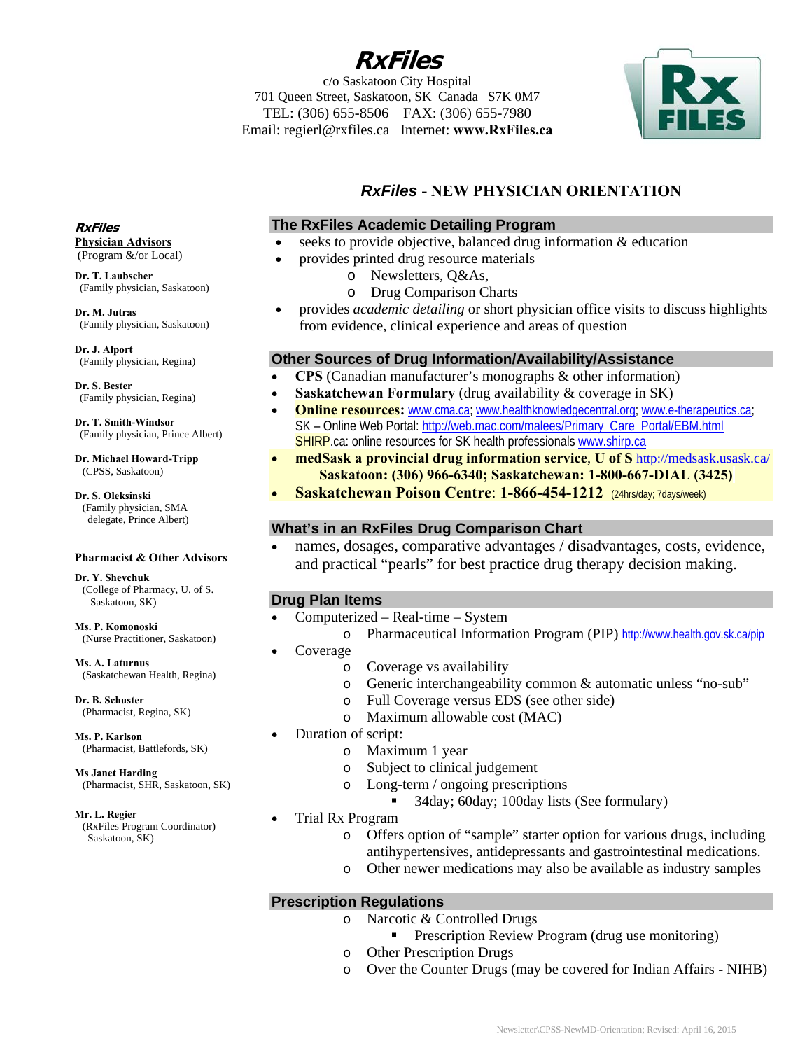# *RxFiles*

c/o Saskatoon City Hospital
701 Queen Street, Saskatoon, SK Canada S7K 0M7
TEL: (306) 655-8506 FAX: (306) 655-7980
Email: regierl@rxfiles.ca Internet: **www.RxFiles.ca**

## *RxFiles* - NEW PHYSICIAN ORIENTATION

### The RxFiles Academic Detailing Program

- seeks to provide objective, balanced drug information & education
- provides printed drug resource materials
  - Newsletters, Q&As,
  - Drug Comparison Charts
- provides *academic detailing* or short physician office visits to discuss highlights from evidence, clinical experience and areas of question

### Other Sources of Drug Information/Availability/Assistance

- **CPS** (Canadian manufacturer's monographs & other information)
- **Saskatchewan Formulary** (drug availability & coverage in SK)
- **Online resources:** www.cma.ca; www.healthknowledgecentral.org; www.e-therapeutics.ca; SK – Online Web Portal: http://web.mac.com/malees/Primary_Care_Portal/EBM.html SHIRP.ca: online resources for SK health professionals www.shirp.ca
- **medSask a provincial drug information service, U of S** http://medsask.usask.ca/ **Saskatoon: (306) 966-6340; Saskatchewan: 1-800-667-DIAL (3425)**
- **Saskatchewan Poison Centre**: **1-866-454-1212** (24hrs/day; 7days/week)

### What's in an RxFiles Drug Comparison Chart

- names, dosages, comparative advantages / disadvantages, costs, evidence, and practical "pearls" for best practice drug therapy decision making.

### Drug Plan Items

- Computerized – Real-time – System
  - Pharmaceutical Information Program (PIP) http://www.health.gov.sk.ca/pip
- Coverage
  - Coverage vs availability
  - Generic interchangeability common & automatic unless "no-sub"
  - Full Coverage versus EDS (see other side)
  - Maximum allowable cost (MAC)
- Duration of script:
  - Maximum 1 year
  - Subject to clinical judgement
  - Long-term / ongoing prescriptions
    - 34day; 60day; 100day lists (See formulary)
- Trial Rx Program
  - Offers option of "sample" starter option for various drugs, including antihypertensives, antidepressants and gastrointestinal medications.
  - Other newer medications may also be available as industry samples

### Prescription Regulations

- Narcotic & Controlled Drugs
  - Prescription Review Program (drug use monitoring)
- Other Prescription Drugs
- Over the Counter Drugs (may be covered for Indian Affairs - NIHB)

---

***RxFiles***
**Physician Advisors**
(Program &/or Local)

**Dr. T. Laubscher**
(Family physician, Saskatoon)

**Dr. M. Jutras**
(Family physician, Saskatoon)

**Dr. J. Alport**
(Family physician, Regina)

**Dr. S. Bester**
(Family physician, Regina)

**Dr. T. Smith-Windsor**
(Family physician, Prince Albert)

**Dr. Michael Howard-Tripp**
(CPSS, Saskatoon)

**Dr. S. Oleksinski**
(Family physician, SMA delegate, Prince Albert)

**Pharmacist & Other Advisors**

**Dr. Y. Shevchuk**
(College of Pharmacy, U. of S. Saskatoon, SK)

**Ms. P. Komonoski**
(Nurse Practitioner, Saskatoon)

**Ms. A. Laturnus**
(Saskatchewan Health, Regina)

**Dr. B. Schuster**
(Pharmacist, Regina, SK)

**Ms. P. Karlson**
(Pharmacist, Battlefords, SK)

**Ms Janet Harding**
(Pharmacist, SHR, Saskatoon, SK)

**Mr. L. Regier**
(RxFiles Program Coordinator) Saskatoon, SK)

Newsletter\CPSS-NewMD-Orientation; Revised: April 16, 2015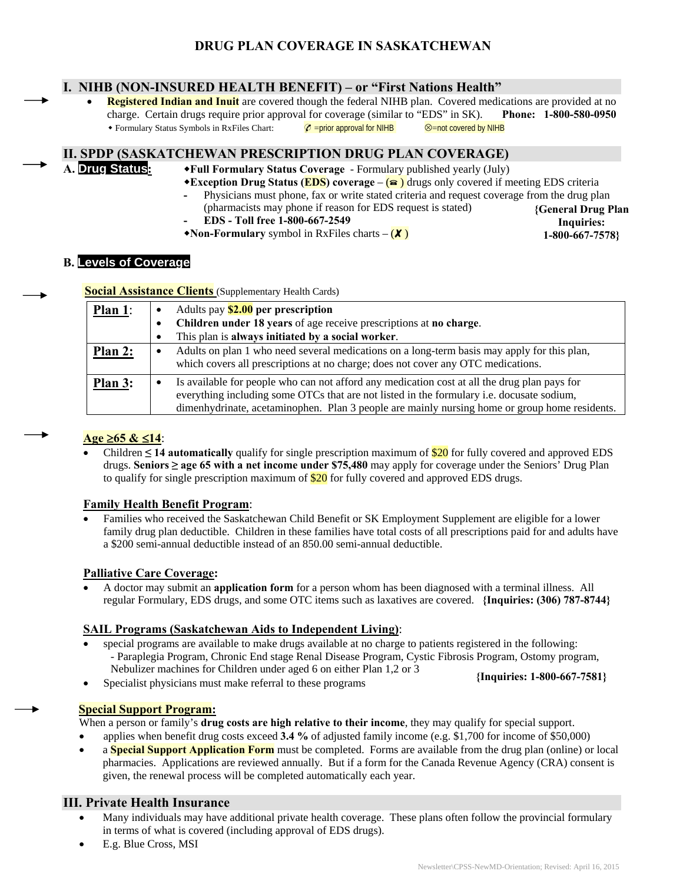# DRUG PLAN COVERAGE IN SASKATCHEWAN

## I. NIHB (NON-INSURED HEALTH BENEFIT) – or "First Nations Health"

- **Registered Indian and Inuit** are covered though the federal NIHB plan. Covered medications are provided at no charge. Certain drugs require prior approval for coverage (similar to "EDS" in SK). **Phone: 1-800-580-0950**
  - Formulary Status Symbols in RxFiles Chart: ✆ =prior approval for NIHB ⊗=not covered by NIHB

## II. SPDP (SASKATCHEWAN PRESCRIPTION DRUG PLAN COVERAGE)

**A. Drug Status:**

- **Full Formulary Status Coverage** - Formulary published yearly (July)
- **Exception Drug Status (EDS) coverage** – (☎) drugs only covered if meeting EDS criteria
  - Physicians must phone, fax or write stated criteria and request coverage from the drug plan (pharmacists may phone if reason for EDS request is stated)
  - **EDS - Toll free 1-800-667-2549**
- **Non-Formulary** symbol in RxFiles charts – (✗)

**{General Drug Plan Inquiries: 1-800-667-7578}**

**B. Levels of Coverage**

**Social Assistance Clients** (Supplementary Health Cards)

| | |
|---|---|
| **Plan 1**: | • Adults pay **$2.00 per prescription**<br>• **Children under 18 years** of age receive prescriptions at **no charge**.<br>• This plan is **always initiated by a social worker**. |
| **Plan 2:** | • Adults on plan 1 who need several medications on a long-term basis may apply for this plan, which covers all prescriptions at no charge; does not cover any OTC medications. |
| **Plan 3:** | • Is available for people who can not afford any medication cost at all the drug plan pays for everything including some OTCs that are not listed in the formulary i.e. docusate sodium, dimenhydrinate, acetaminophen. Plan 3 people are mainly nursing home or group home residents. |

**Age ≥65 & ≤14**:

- Children **≤ 14 automatically** qualify for single prescription maximum of $20 for fully covered and approved EDS drugs. **Seniors ≥ age 65 with a net income under $75,480** may apply for coverage under the Seniors' Drug Plan to qualify for single prescription maximum of $20 for fully covered and approved EDS drugs.

**Family Health Benefit Program**:

- Families who received the Saskatchewan Child Benefit or SK Employment Supplement are eligible for a lower family drug plan deductible. Children in these families have total costs of all prescriptions paid for and adults have a $200 semi-annual deductible instead of an 850.00 semi-annual deductible.

**Palliative Care Coverage:**

- A doctor may submit an **application form** for a person whom has been diagnosed with a terminal illness. All regular Formulary, EDS drugs, and some OTC items such as laxatives are covered. **{Inquiries: (306) 787-8744}**

**SAIL Programs (Saskatchewan Aids to Independent Living)**:

- special programs are available to make drugs available at no charge to patients registered in the following:
  - Paraplegia Program, Chronic End stage Renal Disease Program, Cystic Fibrosis Program, Ostomy program, Nebulizer machines for Children under aged 6 on either Plan 1,2 or 3
- Specialist physicians must make referral to these programs

**{Inquiries: 1-800-667-7581}**

**Special Support Program:**

When a person or family's **drug costs are high relative to their income**, they may qualify for special support.

- applies when benefit drug costs exceed **3.4 %** of adjusted family income (e.g. $1,700 for income of $50,000)
- a **Special Support Application Form** must be completed. Forms are available from the drug plan (online) or local pharmacies. Applications are reviewed annually. But if a form for the Canada Revenue Agency (CRA) consent is given, the renewal process will be completed automatically each year.

## III. Private Health Insurance

- Many individuals may have additional private health coverage. These plans often follow the provincial formulary in terms of what is covered (including approval of EDS drugs).
- E.g. Blue Cross, MSI

Newsletter\CPSS-NewMD-Orientation; Revised: April 16, 2015